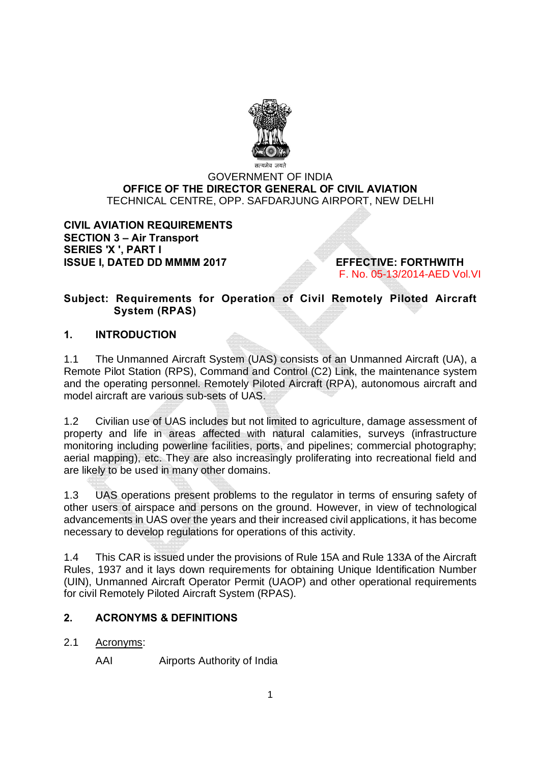सत्यमेव जयते

GOVERNMENT OF INDIA
**OFFICE OF THE DIRECTOR GENERAL OF CIVIL AVIATION**
TECHNICAL CENTRE, OPP. SAFDARJUNG AIRPORT, NEW DELHI

**CIVIL AVIATION REQUIREMENTS**
**SECTION 3 – Air Transport**
**SERIES 'X ', PART I**
**ISSUE I, DATED DD MMMM 2017** **EFFECTIVE: FORTHWITH**
F. No. 05-13/2014-AED Vol.VI

**Subject: Requirements for Operation of Civil Remotely Piloted Aircraft System (RPAS)**

## 1. INTRODUCTION

1.1 The Unmanned Aircraft System (UAS) consists of an Unmanned Aircraft (UA), a Remote Pilot Station (RPS), Command and Control (C2) Link, the maintenance system and the operating personnel. Remotely Piloted Aircraft (RPA), autonomous aircraft and model aircraft are various sub-sets of UAS.

1.2 Civilian use of UAS includes but not limited to agriculture, damage assessment of property and life in areas affected with natural calamities, surveys (infrastructure monitoring including powerline facilities, ports, and pipelines; commercial photography; aerial mapping), etc. They are also increasingly proliferating into recreational field and are likely to be used in many other domains.

1.3 UAS operations present problems to the regulator in terms of ensuring safety of other users of airspace and persons on the ground. However, in view of technological advancements in UAS over the years and their increased civil applications, it has become necessary to develop regulations for operations of this activity.

1.4 This CAR is issued under the provisions of Rule 15A and Rule 133A of the Aircraft Rules, 1937 and it lays down requirements for obtaining Unique Identification Number (UIN), Unmanned Aircraft Operator Permit (UAOP) and other operational requirements for civil Remotely Piloted Aircraft System (RPAS).

## 2. ACRONYMS & DEFINITIONS

2.1 Acronyms:

AAI Airports Authority of India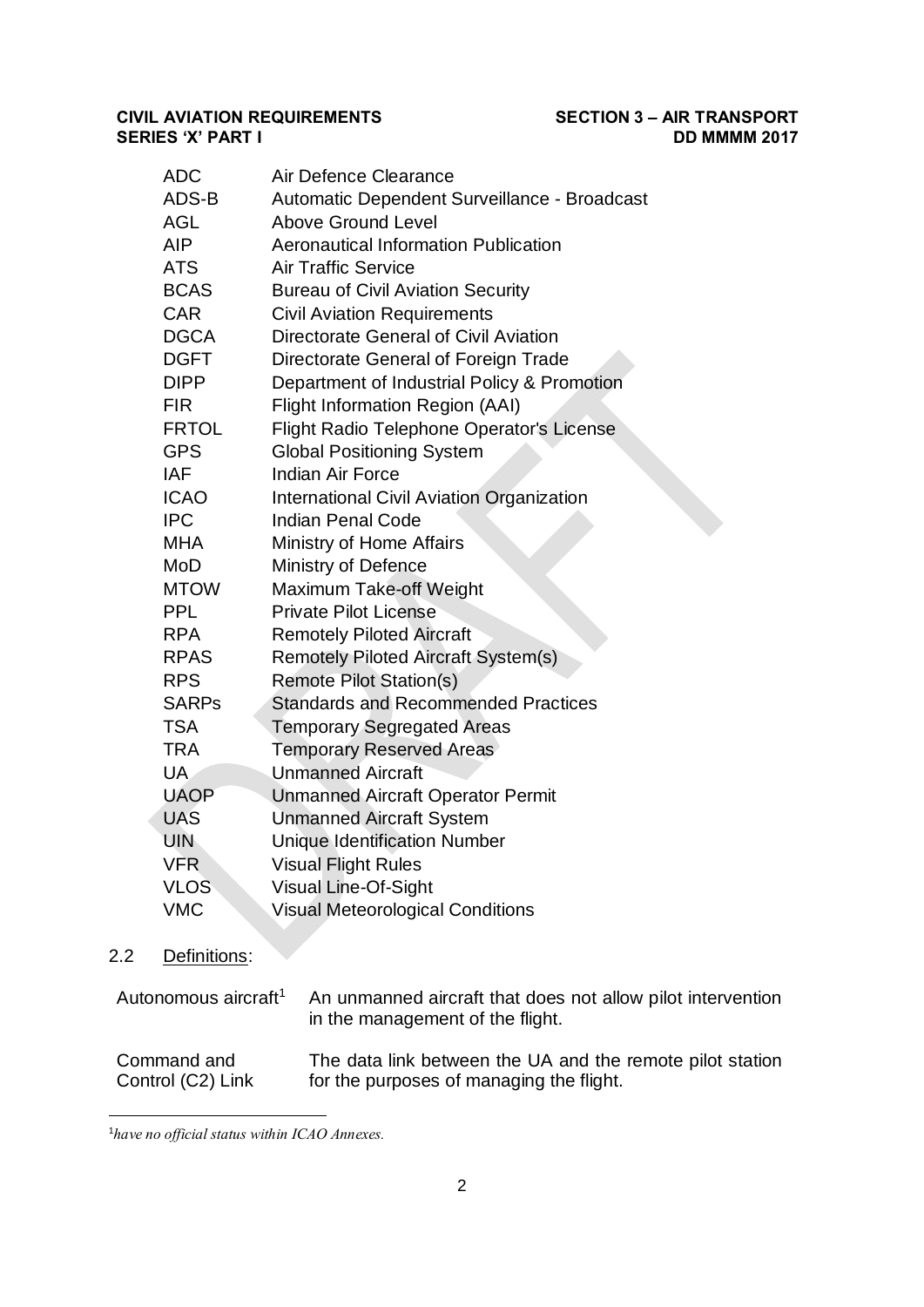| | |
|---|---|
| ADC | Air Defence Clearance |
| ADS-B | Automatic Dependent Surveillance - Broadcast |
| AGL | Above Ground Level |
| AIP | Aeronautical Information Publication |
| ATS | Air Traffic Service |
| BCAS | Bureau of Civil Aviation Security |
| CAR | Civil Aviation Requirements |
| DGCA | Directorate General of Civil Aviation |
| DGFT | Directorate General of Foreign Trade |
| DIPP | Department of Industrial Policy & Promotion |
| FIR | Flight Information Region (AAI) |
| FRTOL | Flight Radio Telephone Operator's License |
| GPS | Global Positioning System |
| IAF | Indian Air Force |
| ICAO | International Civil Aviation Organization |
| IPC | Indian Penal Code |
| MHA | Ministry of Home Affairs |
| MoD | Ministry of Defence |
| MTOW | Maximum Take-off Weight |
| PPL | Private Pilot License |
| RPA | Remotely Piloted Aircraft |
| RPAS | Remotely Piloted Aircraft System(s) |
| RPS | Remote Pilot Station(s) |
| SARPs | Standards and Recommended Practices |
| TSA | Temporary Segregated Areas |
| TRA | Temporary Reserved Areas |
| UA | Unmanned Aircraft |
| UAOP | Unmanned Aircraft Operator Permit |
| UAS | Unmanned Aircraft System |
| UIN | Unique Identification Number |
| VFR | Visual Flight Rules |
| VLOS | Visual Line-Of-Sight |
| VMC | Visual Meteorological Conditions |

2.2 Definitions:

| | |
|---|---|
| Autonomous aircraft[1] | An unmanned aircraft that does not allow pilot intervention in the management of the flight. |
| Command and Control (C2) Link | The data link between the UA and the remote pilot station for the purposes of managing the flight. |

[1] *have no official status within ICAO Annexes.*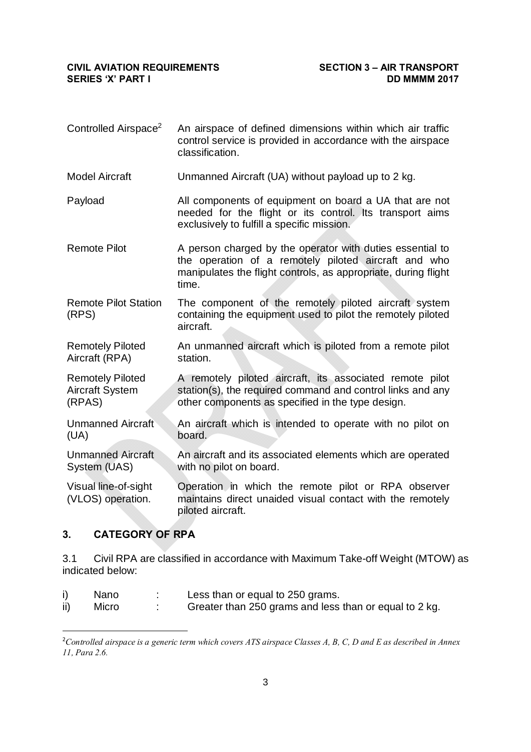| | |
|---|---|
| Controlled Airspace[2] | An airspace of defined dimensions within which air traffic control service is provided in accordance with the airspace classification. |
| Model Aircraft | Unmanned Aircraft (UA) without payload up to 2 kg. |
| Payload | All components of equipment on board a UA that are not needed for the flight or its control. Its transport aims exclusively to fulfill a specific mission. |
| Remote Pilot | A person charged by the operator with duties essential to the operation of a remotely piloted aircraft and who manipulates the flight controls, as appropriate, during flight time. |
| Remote Pilot Station (RPS) | The component of the remotely piloted aircraft system containing the equipment used to pilot the remotely piloted aircraft. |
| Remotely Piloted Aircraft (RPA) | An unmanned aircraft which is piloted from a remote pilot station. |
| Remotely Piloted Aircraft System (RPAS) | A remotely piloted aircraft, its associated remote pilot station(s), the required command and control links and any other components as specified in the type design. |
| Unmanned Aircraft (UA) | An aircraft which is intended to operate with no pilot on board. |
| Unmanned Aircraft System (UAS) | An aircraft and its associated elements which are operated with no pilot on board. |
| Visual line-of-sight (VLOS) operation. | Operation in which the remote pilot or RPA observer maintains direct unaided visual contact with the remotely piloted aircraft. |

## 3. CATEGORY OF RPA

3.1 Civil RPA are classified in accordance with Maximum Take-off Weight (MTOW) as indicated below:

i) Nano : Less than or equal to 250 grams.
ii) Micro : Greater than 250 grams and less than or equal to 2 kg.

---

[2] *Controlled airspace is a generic term which covers ATS airspace Classes A, B, C, D and E as described in Annex 11, Para 2.6.*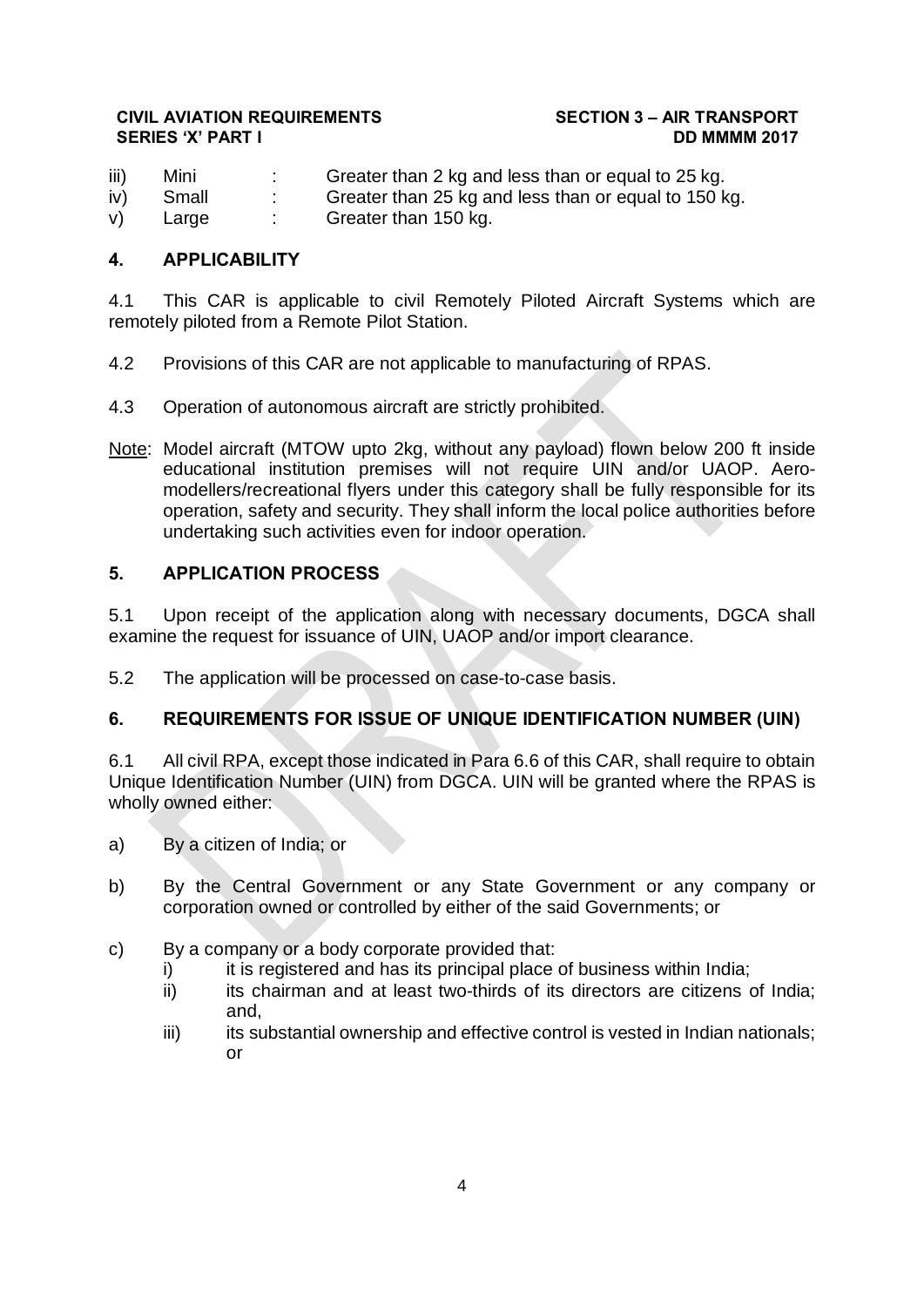iii) Mini : Greater than 2 kg and less than or equal to 25 kg.
iv) Small : Greater than 25 kg and less than or equal to 150 kg.
v) Large : Greater than 150 kg.

## 4. APPLICABILITY

4.1 This CAR is applicable to civil Remotely Piloted Aircraft Systems which are remotely piloted from a Remote Pilot Station.

4.2 Provisions of this CAR are not applicable to manufacturing of RPAS.

4.3 Operation of autonomous aircraft are strictly prohibited.

Note: Model aircraft (MTOW upto 2kg, without any payload) flown below 200 ft inside educational institution premises will not require UIN and/or UAOP. Aero-modellers/recreational flyers under this category shall be fully responsible for its operation, safety and security. They shall inform the local police authorities before undertaking such activities even for indoor operation.

## 5. APPLICATION PROCESS

5.1 Upon receipt of the application along with necessary documents, DGCA shall examine the request for issuance of UIN, UAOP and/or import clearance.

5.2 The application will be processed on case-to-case basis.

## 6. REQUIREMENTS FOR ISSUE OF UNIQUE IDENTIFICATION NUMBER (UIN)

6.1 All civil RPA, except those indicated in Para 6.6 of this CAR, shall require to obtain Unique Identification Number (UIN) from DGCA. UIN will be granted where the RPAS is wholly owned either:

a) By a citizen of India; or

b) By the Central Government or any State Government or any company or corporation owned or controlled by either of the said Governments; or

c) By a company or a body corporate provided that:
   i) it is registered and has its principal place of business within India;
   ii) its chairman and at least two-thirds of its directors are citizens of India; and,
   iii) its substantial ownership and effective control is vested in Indian nationals; or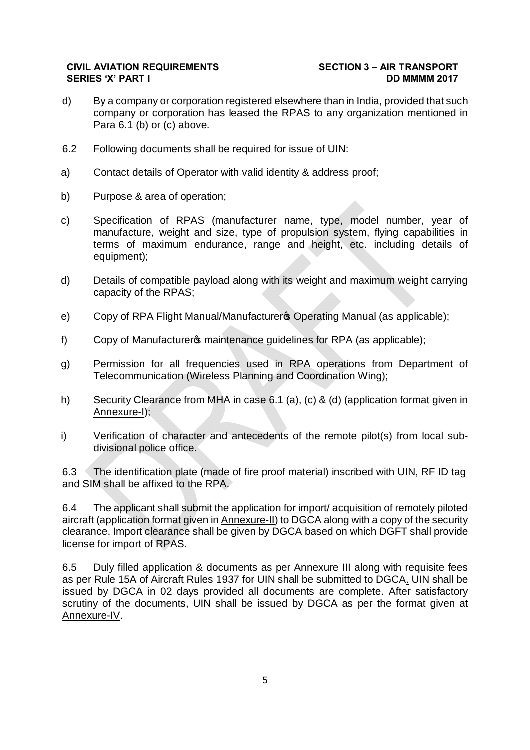d) By a company or corporation registered elsewhere than in India, provided that such company or corporation has leased the RPAS to any organization mentioned in Para 6.1 (b) or (c) above.

6.2 Following documents shall be required for issue of UIN:

a) Contact details of Operator with valid identity & address proof;

b) Purpose & area of operation;

c) Specification of RPAS (manufacturer name, type, model number, year of manufacture, weight and size, type of propulsion system, flying capabilities in terms of maximum endurance, range and height, etc. including details of equipment);

d) Details of compatible payload along with its weight and maximum weight carrying capacity of the RPAS;

e) Copy of RPA Flight Manual/Manufacturer's Operating Manual (as applicable);

f) Copy of Manufacturer's maintenance guidelines for RPA (as applicable);

g) Permission for all frequencies used in RPA operations from Department of Telecommunication (Wireless Planning and Coordination Wing);

h) Security Clearance from MHA in case 6.1 (a), (c) & (d) (application format given in Annexure-I);

i) Verification of character and antecedents of the remote pilot(s) from local sub-divisional police office.

6.3 The identification plate (made of fire proof material) inscribed with UIN, RF ID tag and SIM shall be affixed to the RPA.

6.4 The applicant shall submit the application for import/ acquisition of remotely piloted aircraft (application format given in Annexure-II) to DGCA along with a copy of the security clearance. Import clearance shall be given by DGCA based on which DGFT shall provide license for import of RPAS.

6.5 Duly filled application & documents as per Annexure III along with requisite fees as per Rule 15A of Aircraft Rules 1937 for UIN shall be submitted to DGCA. UIN shall be issued by DGCA in 02 days provided all documents are complete. After satisfactory scrutiny of the documents, UIN shall be issued by DGCA as per the format given at Annexure-IV.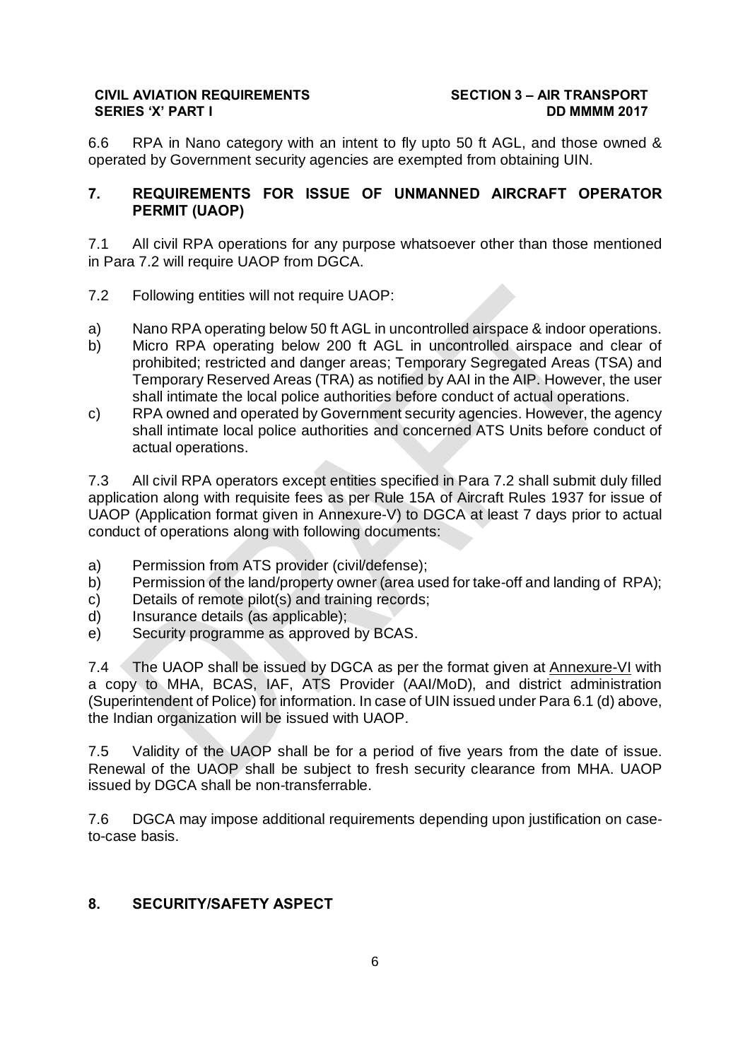6.6 RPA in Nano category with an intent to fly upto 50 ft AGL, and those owned & operated by Government security agencies are exempted from obtaining UIN.

## 7. REQUIREMENTS FOR ISSUE OF UNMANNED AIRCRAFT OPERATOR PERMIT (UAOP)

7.1 All civil RPA operations for any purpose whatsoever other than those mentioned in Para 7.2 will require UAOP from DGCA.

7.2 Following entities will not require UAOP:

a) Nano RPA operating below 50 ft AGL in uncontrolled airspace & indoor operations.
b) Micro RPA operating below 200 ft AGL in uncontrolled airspace and clear of prohibited; restricted and danger areas; Temporary Segregated Areas (TSA) and Temporary Reserved Areas (TRA) as notified by AAI in the AIP. However, the user shall intimate the local police authorities before conduct of actual operations.
c) RPA owned and operated by Government security agencies. However, the agency shall intimate local police authorities and concerned ATS Units before conduct of actual operations.

7.3 All civil RPA operators except entities specified in Para 7.2 shall submit duly filled application along with requisite fees as per Rule 15A of Aircraft Rules 1937 for issue of UAOP (Application format given in Annexure-V) to DGCA at least 7 days prior to actual conduct of operations along with following documents:

a) Permission from ATS provider (civil/defense);
b) Permission of the land/property owner (area used for take-off and landing of RPA);
c) Details of remote pilot(s) and training records;
d) Insurance details (as applicable);
e) Security programme as approved by BCAS.

7.4 The UAOP shall be issued by DGCA as per the format given at Annexure-VI with a copy to MHA, BCAS, IAF, ATS Provider (AAI/MoD), and district administration (Superintendent of Police) for information. In case of UIN issued under Para 6.1 (d) above, the Indian organization will be issued with UAOP.

7.5 Validity of the UAOP shall be for a period of five years from the date of issue. Renewal of the UAOP shall be subject to fresh security clearance from MHA. UAOP issued by DGCA shall be non-transferrable.

7.6 DGCA may impose additional requirements depending upon justification on case-to-case basis.

## 8. SECURITY/SAFETY ASPECT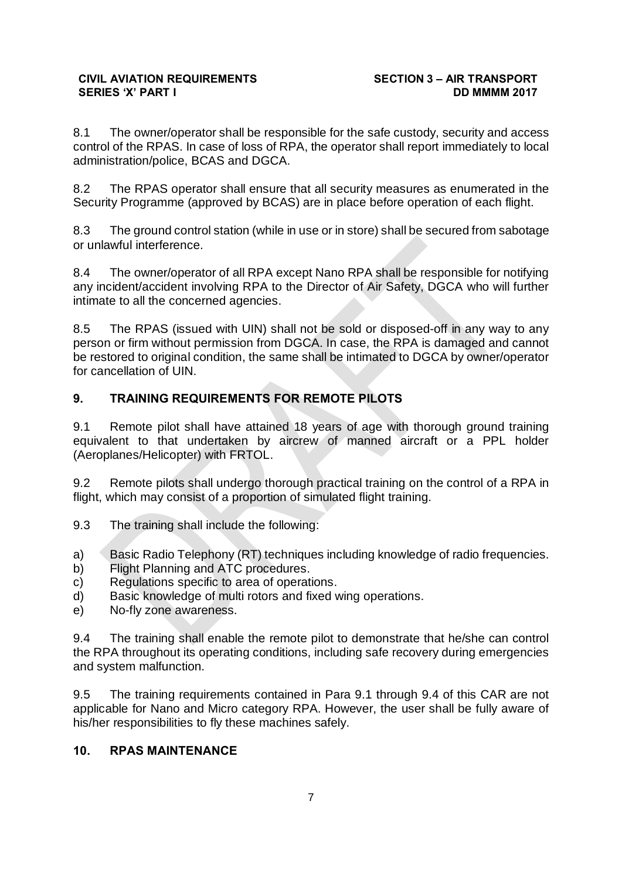8.1 The owner/operator shall be responsible for the safe custody, security and access control of the RPAS. In case of loss of RPA, the operator shall report immediately to local administration/police, BCAS and DGCA.

8.2 The RPAS operator shall ensure that all security measures as enumerated in the Security Programme (approved by BCAS) are in place before operation of each flight.

8.3 The ground control station (while in use or in store) shall be secured from sabotage or unlawful interference.

8.4 The owner/operator of all RPA except Nano RPA shall be responsible for notifying any incident/accident involving RPA to the Director of Air Safety, DGCA who will further intimate to all the concerned agencies.

8.5 The RPAS (issued with UIN) shall not be sold or disposed-off in any way to any person or firm without permission from DGCA. In case, the RPA is damaged and cannot be restored to original condition, the same shall be intimated to DGCA by owner/operator for cancellation of UIN.

## 9. TRAINING REQUIREMENTS FOR REMOTE PILOTS

9.1 Remote pilot shall have attained 18 years of age with thorough ground training equivalent to that undertaken by aircrew of manned aircraft or a PPL holder (Aeroplanes/Helicopter) with FRTOL.

9.2 Remote pilots shall undergo thorough practical training on the control of a RPA in flight, which may consist of a proportion of simulated flight training.

9.3 The training shall include the following:

a) Basic Radio Telephony (RT) techniques including knowledge of radio frequencies.
b) Flight Planning and ATC procedures.
c) Regulations specific to area of operations.
d) Basic knowledge of multi rotors and fixed wing operations.
e) No-fly zone awareness.

9.4 The training shall enable the remote pilot to demonstrate that he/she can control the RPA throughout its operating conditions, including safe recovery during emergencies and system malfunction.

9.5 The training requirements contained in Para 9.1 through 9.4 of this CAR are not applicable for Nano and Micro category RPA. However, the user shall be fully aware of his/her responsibilities to fly these machines safely.

## 10. RPAS MAINTENANCE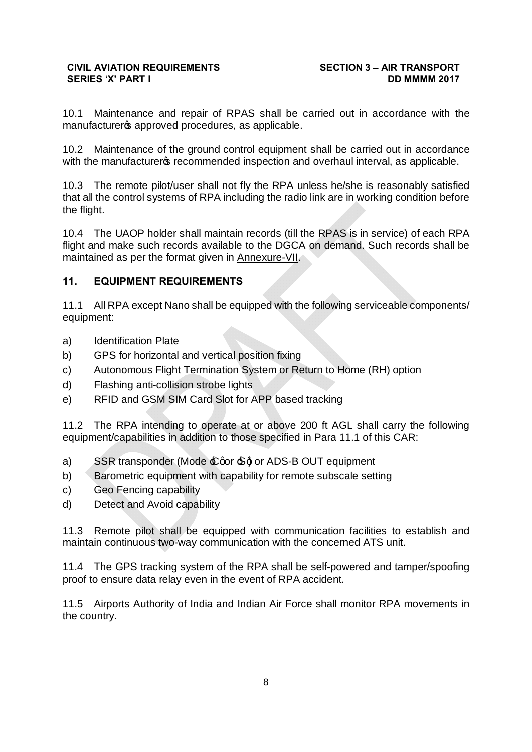10.1 Maintenance and repair of RPAS shall be carried out in accordance with the manufacturer's approved procedures, as applicable.

10.2 Maintenance of the ground control equipment shall be carried out in accordance with the manufacturer's recommended inspection and overhaul interval, as applicable.

10.3 The remote pilot/user shall not fly the RPA unless he/she is reasonably satisfied that all the control systems of RPA including the radio link are in working condition before the flight.

10.4 The UAOP holder shall maintain records (till the RPAS is in service) of each RPA flight and make such records available to the DGCA on demand. Such records shall be maintained as per the format given in Annexure-VII.

## 11. EQUIPMENT REQUIREMENTS

11.1 All RPA except Nano shall be equipped with the following serviceable components/ equipment:

a) Identification Plate
b) GPS for horizontal and vertical position fixing
c) Autonomous Flight Termination System or Return to Home (RH) option
d) Flashing anti-collision strobe lights
e) RFID and GSM SIM Card Slot for APP based tracking

11.2 The RPA intending to operate at or above 200 ft AGL shall carry the following equipment/capabilities in addition to those specified in Para 11.1 of this CAR:

a) SSR transponder (Mode 'C' or 'S') or ADS-B OUT equipment
b) Barometric equipment with capability for remote subscale setting
c) Geo Fencing capability
d) Detect and Avoid capability

11.3 Remote pilot shall be equipped with communication facilities to establish and maintain continuous two-way communication with the concerned ATS unit.

11.4 The GPS tracking system of the RPA shall be self-powered and tamper/spoofing proof to ensure data relay even in the event of RPA accident.

11.5 Airports Authority of India and Indian Air Force shall monitor RPA movements in the country.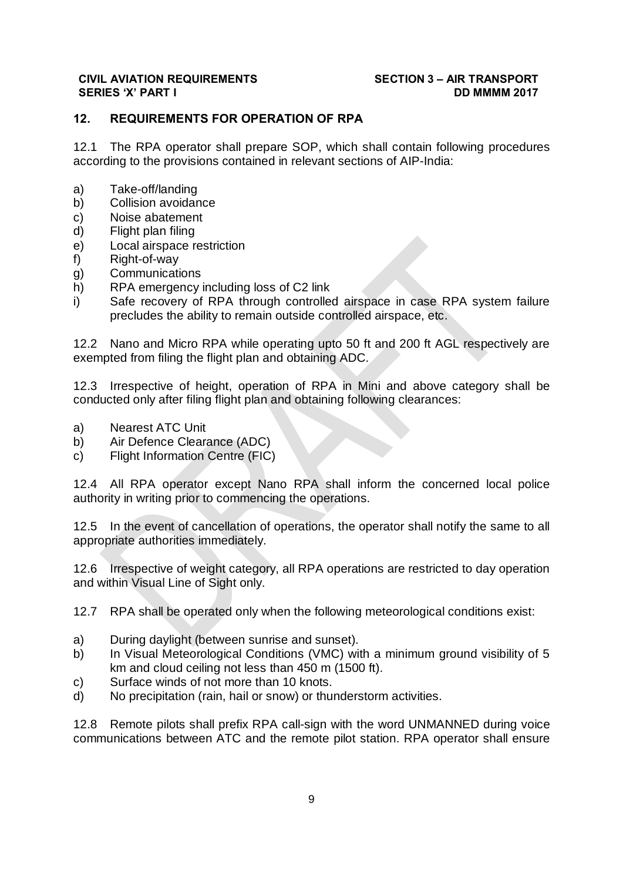## 12. REQUIREMENTS FOR OPERATION OF RPA

12.1 The RPA operator shall prepare SOP, which shall contain following procedures according to the provisions contained in relevant sections of AIP-India:

a) Take-off/landing
b) Collision avoidance
c) Noise abatement
d) Flight plan filing
e) Local airspace restriction
f) Right-of-way
g) Communications
h) RPA emergency including loss of C2 link
i) Safe recovery of RPA through controlled airspace in case RPA system failure precludes the ability to remain outside controlled airspace, etc.

12.2 Nano and Micro RPA while operating upto 50 ft and 200 ft AGL respectively are exempted from filing the flight plan and obtaining ADC.

12.3 Irrespective of height, operation of RPA in Mini and above category shall be conducted only after filing flight plan and obtaining following clearances:

a) Nearest ATC Unit
b) Air Defence Clearance (ADC)
c) Flight Information Centre (FIC)

12.4 All RPA operator except Nano RPA shall inform the concerned local police authority in writing prior to commencing the operations.

12.5 In the event of cancellation of operations, the operator shall notify the same to all appropriate authorities immediately.

12.6 Irrespective of weight category, all RPA operations are restricted to day operation and within Visual Line of Sight only.

12.7 RPA shall be operated only when the following meteorological conditions exist:

a) During daylight (between sunrise and sunset).
b) In Visual Meteorological Conditions (VMC) with a minimum ground visibility of 5 km and cloud ceiling not less than 450 m (1500 ft).
c) Surface winds of not more than 10 knots.
d) No precipitation (rain, hail or snow) or thunderstorm activities.

12.8 Remote pilots shall prefix RPA call-sign with the word UNMANNED during voice communications between ATC and the remote pilot station. RPA operator shall ensure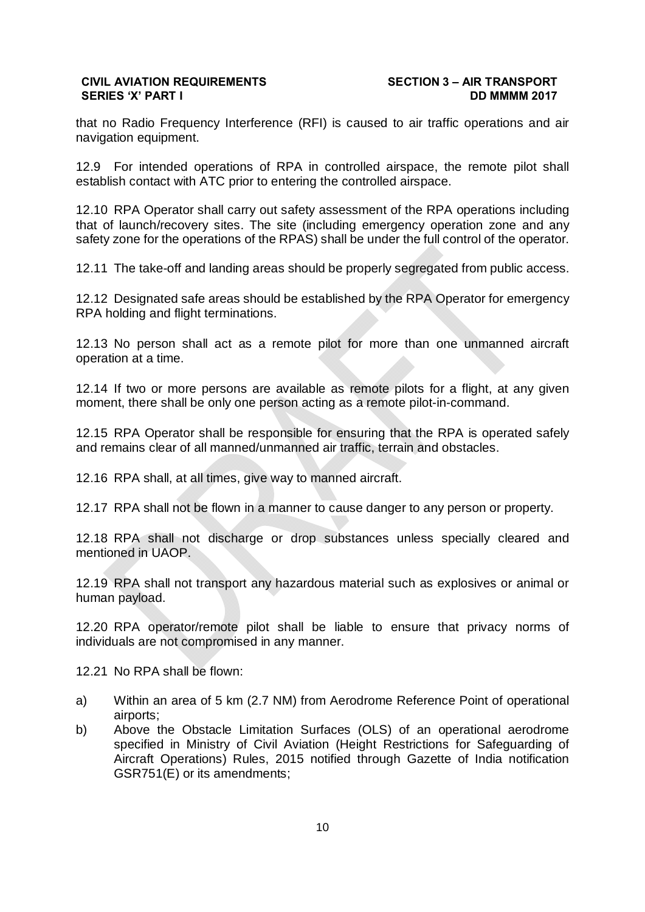that no Radio Frequency Interference (RFI) is caused to air traffic operations and air navigation equipment.

12.9 For intended operations of RPA in controlled airspace, the remote pilot shall establish contact with ATC prior to entering the controlled airspace.

12.10 RPA Operator shall carry out safety assessment of the RPA operations including that of launch/recovery sites. The site (including emergency operation zone and any safety zone for the operations of the RPAS) shall be under the full control of the operator.

12.11 The take-off and landing areas should be properly segregated from public access.

12.12 Designated safe areas should be established by the RPA Operator for emergency RPA holding and flight terminations.

12.13 No person shall act as a remote pilot for more than one unmanned aircraft operation at a time.

12.14 If two or more persons are available as remote pilots for a flight, at any given moment, there shall be only one person acting as a remote pilot-in-command.

12.15 RPA Operator shall be responsible for ensuring that the RPA is operated safely and remains clear of all manned/unmanned air traffic, terrain and obstacles.

12.16 RPA shall, at all times, give way to manned aircraft.

12.17 RPA shall not be flown in a manner to cause danger to any person or property.

12.18 RPA shall not discharge or drop substances unless specially cleared and mentioned in UAOP.

12.19 RPA shall not transport any hazardous material such as explosives or animal or human payload.

12.20 RPA operator/remote pilot shall be liable to ensure that privacy norms of individuals are not compromised in any manner.

12.21 No RPA shall be flown:

a) Within an area of 5 km (2.7 NM) from Aerodrome Reference Point of operational airports;
b) Above the Obstacle Limitation Surfaces (OLS) of an operational aerodrome specified in Ministry of Civil Aviation (Height Restrictions for Safeguarding of Aircraft Operations) Rules, 2015 notified through Gazette of India notification GSR751(E) or its amendments;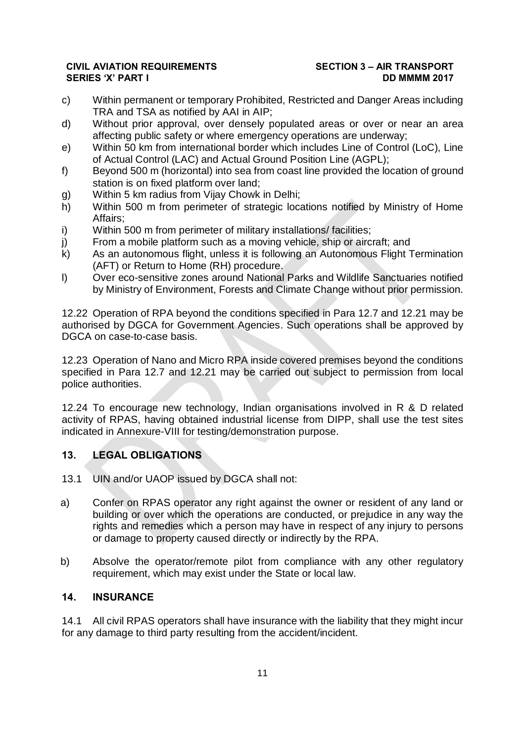c) Within permanent or temporary Prohibited, Restricted and Danger Areas including TRA and TSA as notified by AAI in AIP;

d) Without prior approval, over densely populated areas or over or near an area affecting public safety or where emergency operations are underway;

e) Within 50 km from international border which includes Line of Control (LoC), Line of Actual Control (LAC) and Actual Ground Position Line (AGPL);

f) Beyond 500 m (horizontal) into sea from coast line provided the location of ground station is on fixed platform over land;

g) Within 5 km radius from Vijay Chowk in Delhi;

h) Within 500 m from perimeter of strategic locations notified by Ministry of Home Affairs;

i) Within 500 m from perimeter of military installations/ facilities;

j) From a mobile platform such as a moving vehicle, ship or aircraft; and

k) As an autonomous flight, unless it is following an Autonomous Flight Termination (AFT) or Return to Home (RH) procedure.

l) Over eco-sensitive zones around National Parks and Wildlife Sanctuaries notified by Ministry of Environment, Forests and Climate Change without prior permission.

12.22 Operation of RPA beyond the conditions specified in Para 12.7 and 12.21 may be authorised by DGCA for Government Agencies. Such operations shall be approved by DGCA on case-to-case basis.

12.23 Operation of Nano and Micro RPA inside covered premises beyond the conditions specified in Para 12.7 and 12.21 may be carried out subject to permission from local police authorities.

12.24 To encourage new technology, Indian organisations involved in R & D related activity of RPAS, having obtained industrial license from DIPP, shall use the test sites indicated in Annexure-VIII for testing/demonstration purpose.

## 13. LEGAL OBLIGATIONS

13.1 UIN and/or UAOP issued by DGCA shall not:

a) Confer on RPAS operator any right against the owner or resident of any land or building or over which the operations are conducted, or prejudice in any way the rights and remedies which a person may have in respect of any injury to persons or damage to property caused directly or indirectly by the RPA.

b) Absolve the operator/remote pilot from compliance with any other regulatory requirement, which may exist under the State or local law.

## 14. INSURANCE

14.1 All civil RPAS operators shall have insurance with the liability that they might incur for any damage to third party resulting from the accident/incident.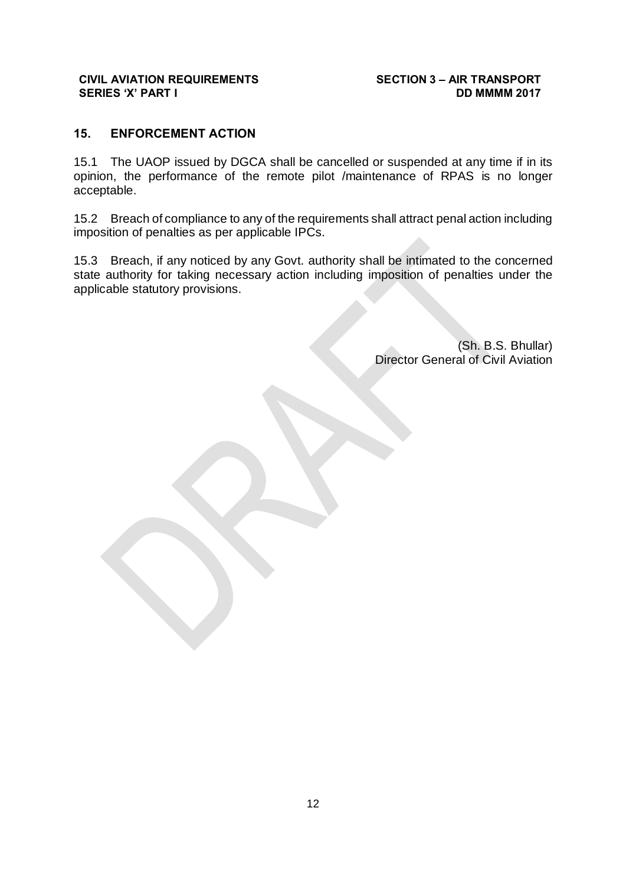## 15. ENFORCEMENT ACTION

15.1 The UAOP issued by DGCA shall be cancelled or suspended at any time if in its opinion, the performance of the remote pilot /maintenance of RPAS is no longer acceptable.

15.2 Breach of compliance to any of the requirements shall attract penal action including imposition of penalties as per applicable IPCs.

15.3 Breach, if any noticed by any Govt. authority shall be intimated to the concerned state authority for taking necessary action including imposition of penalties under the applicable statutory provisions.

(Sh. B.S. Bhullar)
Director General of Civil Aviation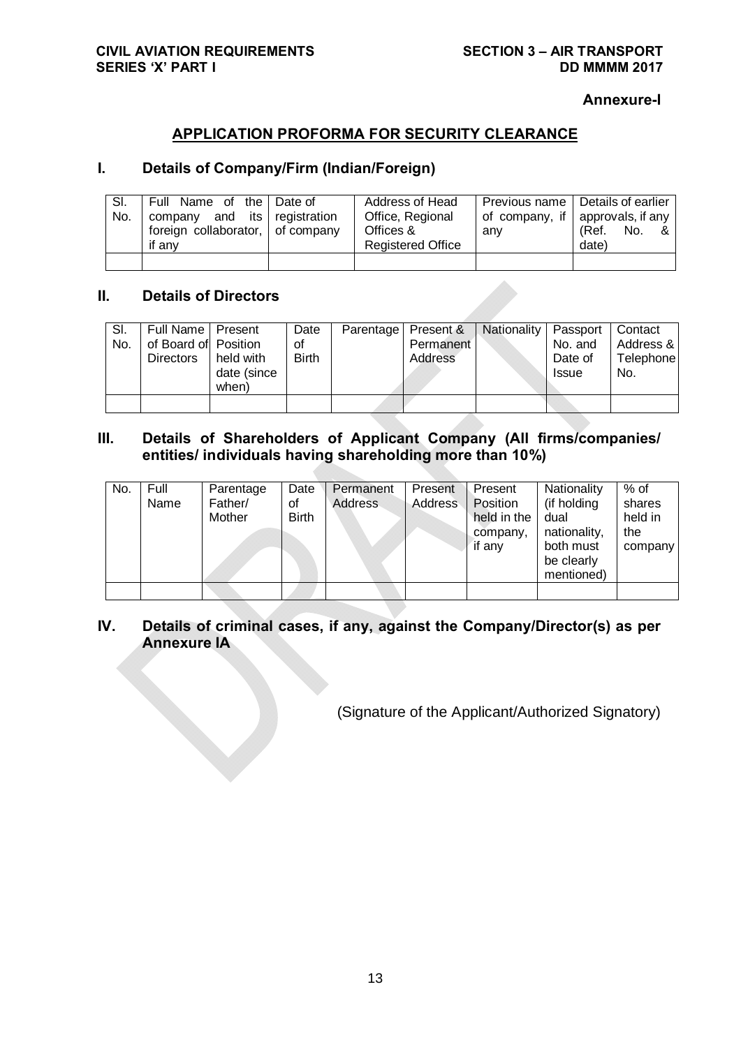**Annexure-I**

## APPLICATION PROFORMA FOR SECURITY CLEARANCE

### I. Details of Company/Firm (Indian/Foreign)

| Sl. No. | Full Name of the company and its foreign collaborator, if any | Date of registration of company | Address of Head Office, Regional Offices & Registered Office | Previous name of company, if any | Details of earlier approvals, if any (Ref. No. & date) |
|---|---|---|---|---|---|
| | | | | | |

### II. Details of Directors

| Sl. No. | Full Name of Board of Directors | Present Position held with date (since when) | Date of Birth | Parentage | Present & Permanent Address | Nationality | Passport No. and Date of Issue | Contact Address & Telephone No. |
|---|---|---|---|---|---|---|---|---|
| | | | | | | | | |

### III. Details of Shareholders of Applicant Company (All firms/companies/ entities/ individuals having shareholding more than 10%)

| No. | Full Name | Parentage Father/ Mother | Date of Birth | Permanent Address | Present Address | Present Position held in the company, if any | Nationality (if holding dual nationality, both must be clearly mentioned) | % of shares held in the company |
|---|---|---|---|---|---|---|---|---|
| | | | | | | | | |

### IV. Details of criminal cases, if any, against the Company/Director(s) as per Annexure IA

(Signature of the Applicant/Authorized Signatory)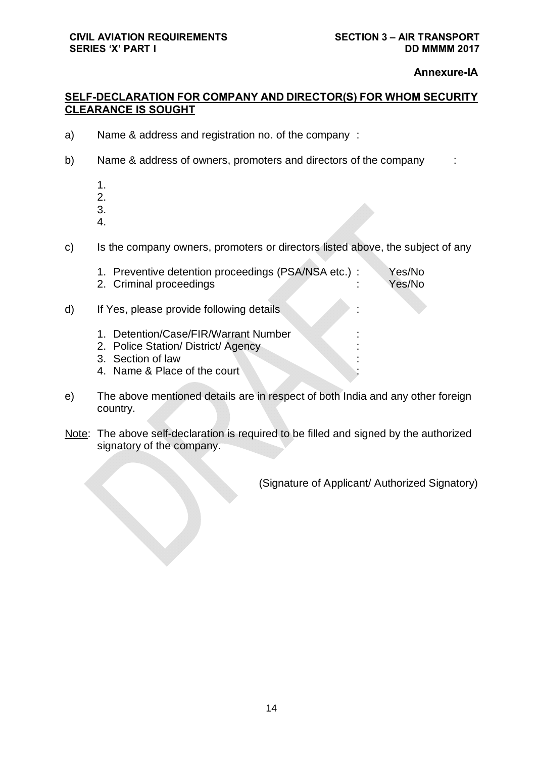**Annexure-IA**

## SELF-DECLARATION FOR COMPANY AND DIRECTOR(S) FOR WHOM SECURITY CLEARANCE IS SOUGHT

a) Name & address and registration no. of the company :

b) Name & address of owners, promoters and directors of the company :

1.
2.
3.
4.

c) Is the company owners, promoters or directors listed above, the subject of any

1. Preventive detention proceedings (PSA/NSA etc.) : Yes/No
2. Criminal proceedings : Yes/No

d) If Yes, please provide following details :

1. Detention/Case/FIR/Warrant Number :
2. Police Station/ District/ Agency :
3. Section of law :
4. Name & Place of the court :

e) The above mentioned details are in respect of both India and any other foreign country.

Note: The above self-declaration is required to be filled and signed by the authorized signatory of the company.

(Signature of Applicant/ Authorized Signatory)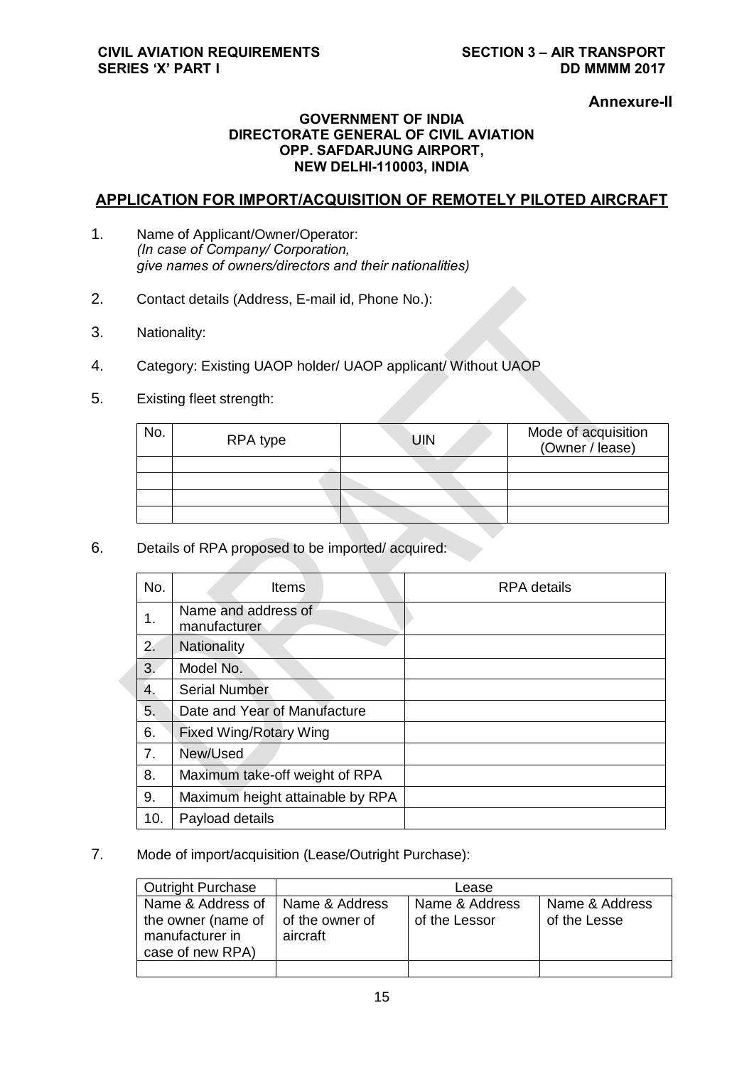**Annexure-II**

**GOVERNMENT OF INDIA**
**DIRECTORATE GENERAL OF CIVIL AVIATION**
**OPP. SAFDARJUNG AIRPORT,**
**NEW DELHI-110003, INDIA**

## APPLICATION FOR IMPORT/ACQUISITION OF REMOTELY PILOTED AIRCRAFT

1. Name of Applicant/Owner/Operator:
   *(In case of Company/ Corporation, give names of owners/directors and their nationalities)*

2. Contact details (Address, E-mail id, Phone No.):

3. Nationality:

4. Category: Existing UAOP holder/ UAOP applicant/ Without UAOP

5. Existing fleet strength:

| No. | RPA type | UIN | Mode of acquisition (Owner / lease) |
|---|---|---|---|
| | | | |
| | | | |
| | | | |
| | | | |

6. Details of RPA proposed to be imported/ acquired:

| No. | Items | RPA details |
|---|---|---|
| 1. | Name and address of manufacturer | |
| 2. | Nationality | |
| 3. | Model No. | |
| 4. | Serial Number | |
| 5. | Date and Year of Manufacture | |
| 6. | Fixed Wing/Rotary Wing | |
| 7. | New/Used | |
| 8. | Maximum take-off weight of RPA | |
| 9. | Maximum height attainable by RPA | |
| 10. | Payload details | |

7. Mode of import/acquisition (Lease/Outright Purchase):

| Outright Purchase | Lease | | |
|---|---|---|---|
| Name & Address of the owner (name of manufacturer in case of new RPA) | Name & Address of the owner of aircraft | Name & Address of the Lessor | Name & Address of the Lesse |
| | | | |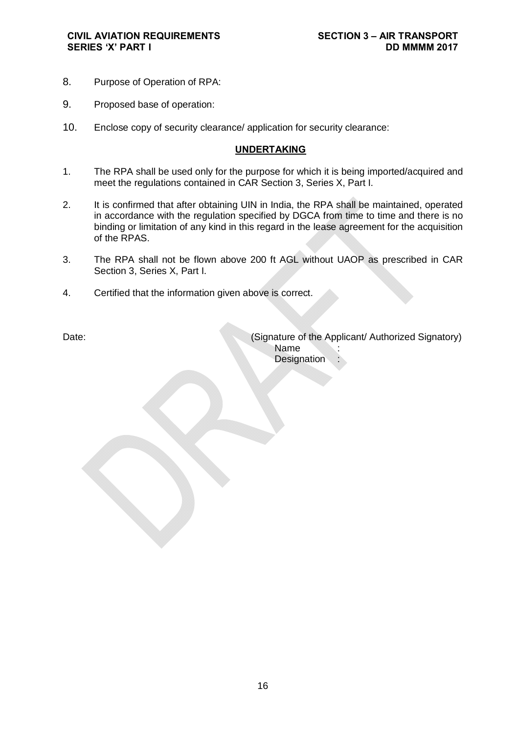8. Purpose of Operation of RPA:

9. Proposed base of operation:

10. Enclose copy of security clearance/ application for security clearance:

## UNDERTAKING

1. The RPA shall be used only for the purpose for which it is being imported/acquired and meet the regulations contained in CAR Section 3, Series X, Part I.

2. It is confirmed that after obtaining UIN in India, the RPA shall be maintained, operated in accordance with the regulation specified by DGCA from time to time and there is no binding or limitation of any kind in this regard in the lease agreement for the acquisition of the RPAS.

3. The RPA shall not be flown above 200 ft AGL without UAOP as prescribed in CAR Section 3, Series X, Part I.

4. Certified that the information given above is correct.

Date:

(Signature of the Applicant/ Authorized Signatory)
Name :
Designation :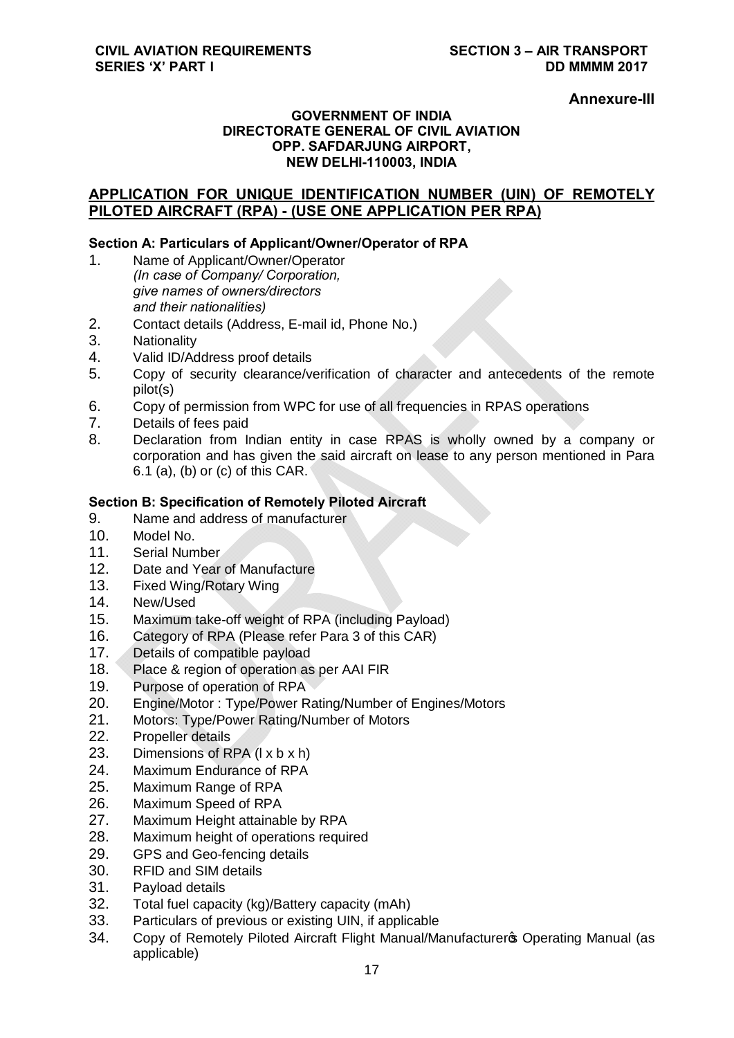**Annexure-III**

**GOVERNMENT OF INDIA**
**DIRECTORATE GENERAL OF CIVIL AVIATION**
**OPP. SAFDARJUNG AIRPORT,**
**NEW DELHI-110003, INDIA**

## APPLICATION FOR UNIQUE IDENTIFICATION NUMBER (UIN) OF REMOTELY PILOTED AIRCRAFT (RPA) - (USE ONE APPLICATION PER RPA)

### Section A: Particulars of Applicant/Owner/Operator of RPA

1. Name of Applicant/Owner/Operator
   *(In case of Company/ Corporation, give names of owners/directors and their nationalities)*
2. Contact details (Address, E-mail id, Phone No.)
3. Nationality
4. Valid ID/Address proof details
5. Copy of security clearance/verification of character and antecedents of the remote pilot(s)
6. Copy of permission from WPC for use of all frequencies in RPAS operations
7. Details of fees paid
8. Declaration from Indian entity in case RPAS is wholly owned by a company or corporation and has given the said aircraft on lease to any person mentioned in Para 6.1 (a), (b) or (c) of this CAR.

### Section B: Specification of Remotely Piloted Aircraft

9. Name and address of manufacturer
10. Model No.
11. Serial Number
12. Date and Year of Manufacture
13. Fixed Wing/Rotary Wing
14. New/Used
15. Maximum take-off weight of RPA (including Payload)
16. Category of RPA (Please refer Para 3 of this CAR)
17. Details of compatible payload
18. Place & region of operation as per AAI FIR
19. Purpose of operation of RPA
20. Engine/Motor : Type/Power Rating/Number of Engines/Motors
21. Motors: Type/Power Rating/Number of Motors
22. Propeller details
23. Dimensions of RPA (l x b x h)
24. Maximum Endurance of RPA
25. Maximum Range of RPA
26. Maximum Speed of RPA
27. Maximum Height attainable by RPA
28. Maximum height of operations required
29. GPS and Geo-fencing details
30. RFID and SIM details
31. Payload details
32. Total fuel capacity (kg)/Battery capacity (mAh)
33. Particulars of previous or existing UIN, if applicable
34. Copy of Remotely Piloted Aircraft Flight Manual/Manufacturer's Operating Manual (as applicable)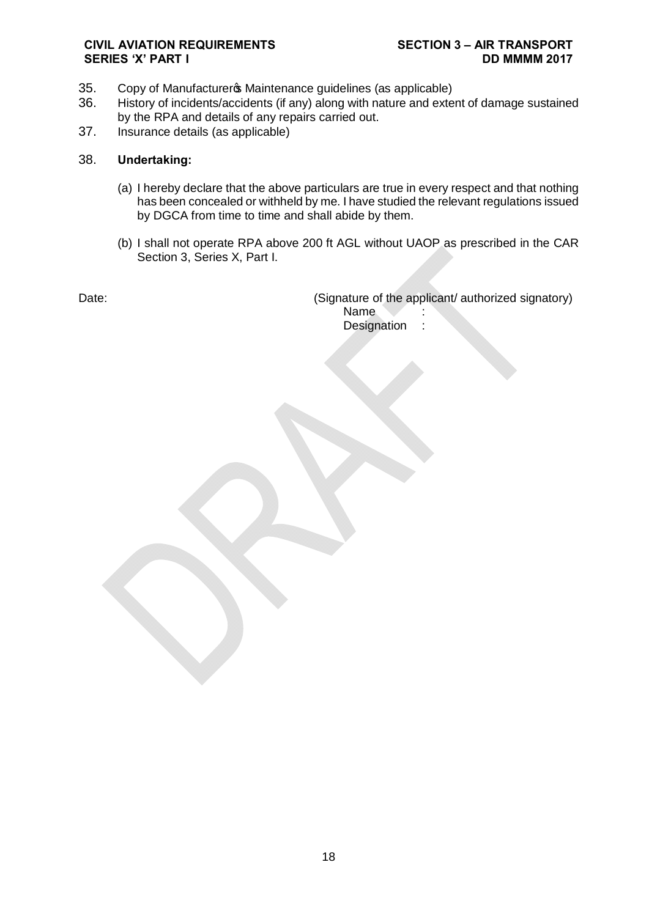35. Copy of Manufacturerφ Maintenance guidelines (as applicable)
36. History of incidents/accidents (if any) along with nature and extent of damage sustained by the RPA and details of any repairs carried out.
37. Insurance details (as applicable)

38. **Undertaking:**

(a) I hereby declare that the above particulars are true in every respect and that nothing has been concealed or withheld by me. I have studied the relevant regulations issued by DGCA from time to time and shall abide by them.

(b) I shall not operate RPA above 200 ft AGL without UAOP as prescribed in the CAR Section 3, Series X, Part I.

Date:

(Signature of the applicant/ authorized signatory)
Name :
Designation :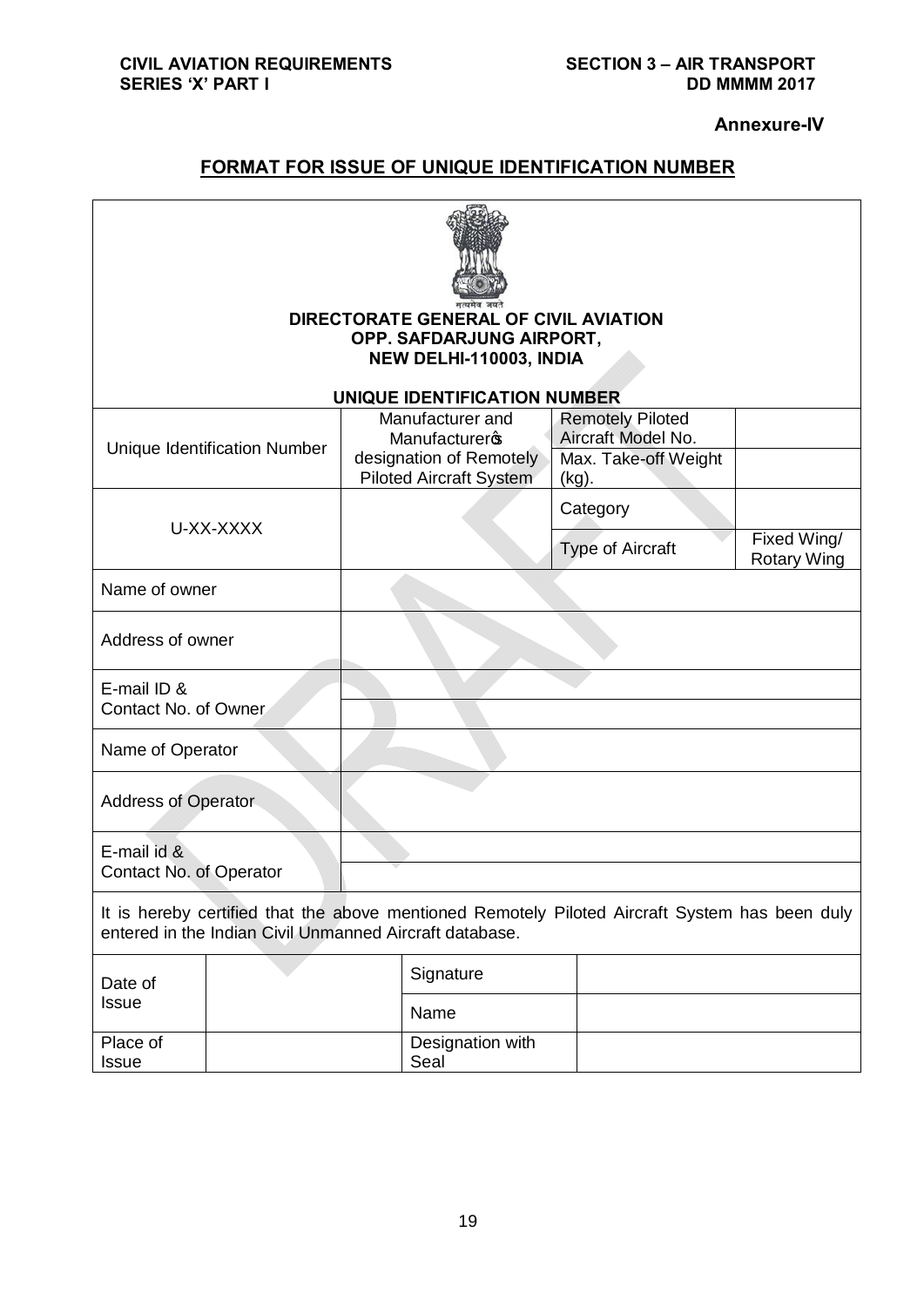**Annexure-IV**

## FORMAT FOR ISSUE OF UNIQUE IDENTIFICATION NUMBER

**DIRECTORATE GENERAL OF CIVIL AVIATION**
**OPP. SAFDARJUNG AIRPORT,**
**NEW DELHI-110003, INDIA**

**UNIQUE IDENTIFICATION NUMBER**

| Unique Identification Number | Manufacturer and Manufacturer's designation of Remotely Piloted Aircraft System | Remotely Piloted Aircraft Model No. | |
|---|---|---|---|
| | | Max. Take-off Weight (kg). | |
| U-XX-XXXX | | Category | |
| | | Type of Aircraft | Fixed Wing/ Rotary Wing |

| | |
|---|---|
| Name of owner | |
| Address of owner | |
| E-mail ID & Contact No. of Owner | |
| | |
| Name of Operator | |
| Address of Operator | |
| E-mail id & Contact No. of Operator | |
| | |

It is hereby certified that the above mentioned Remotely Piloted Aircraft System has been duly entered in the Indian Civil Unmanned Aircraft database.

| | | | |
|---|---|---|---|
| Date of Issue | | Signature | |
| | | Name | |
| Place of Issue | | Designation with Seal | |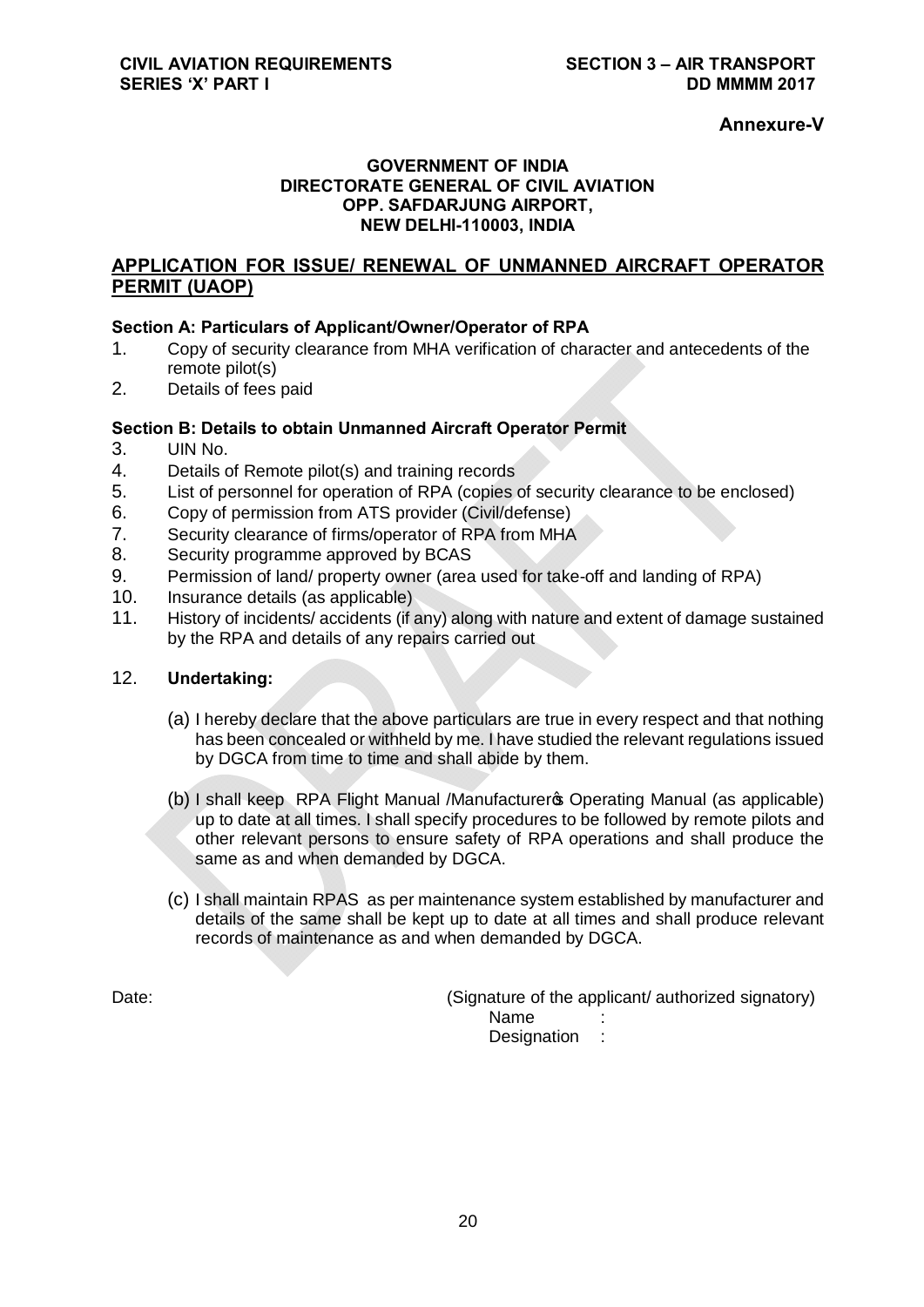**Annexure-V**

**GOVERNMENT OF INDIA**
**DIRECTORATE GENERAL OF CIVIL AVIATION**
**OPP. SAFDARJUNG AIRPORT,**
**NEW DELHI-110003, INDIA**

## APPLICATION FOR ISSUE/ RENEWAL OF UNMANNED AIRCRAFT OPERATOR PERMIT (UAOP)

**Section A: Particulars of Applicant/Owner/Operator of RPA**

1. Copy of security clearance from MHA verification of character and antecedents of the remote pilot(s)
2. Details of fees paid

**Section B: Details to obtain Unmanned Aircraft Operator Permit**

3. UIN No.
4. Details of Remote pilot(s) and training records
5. List of personnel for operation of RPA (copies of security clearance to be enclosed)
6. Copy of permission from ATS provider (Civil/defense)
7. Security clearance of firms/operator of RPA from MHA
8. Security programme approved by BCAS
9. Permission of land/ property owner (area used for take-off and landing of RPA)
10. Insurance details (as applicable)
11. History of incidents/ accidents (if any) along with nature and extent of damage sustained by the RPA and details of any repairs carried out

12. **Undertaking:**

(a) I hereby declare that the above particulars are true in every respect and that nothing has been concealed or withheld by me. I have studied the relevant regulations issued by DGCA from time to time and shall abide by them.

(b) I shall keep RPA Flight Manual /Manufacturer's Operating Manual (as applicable) up to date at all times. I shall specify procedures to be followed by remote pilots and other relevant persons to ensure safety of RPA operations and shall produce the same as and when demanded by DGCA.

(c) I shall maintain RPAS as per maintenance system established by manufacturer and details of the same shall be kept up to date at all times and shall produce relevant records of maintenance as and when demanded by DGCA.

Date:

(Signature of the applicant/ authorized signatory)
Name :
Designation :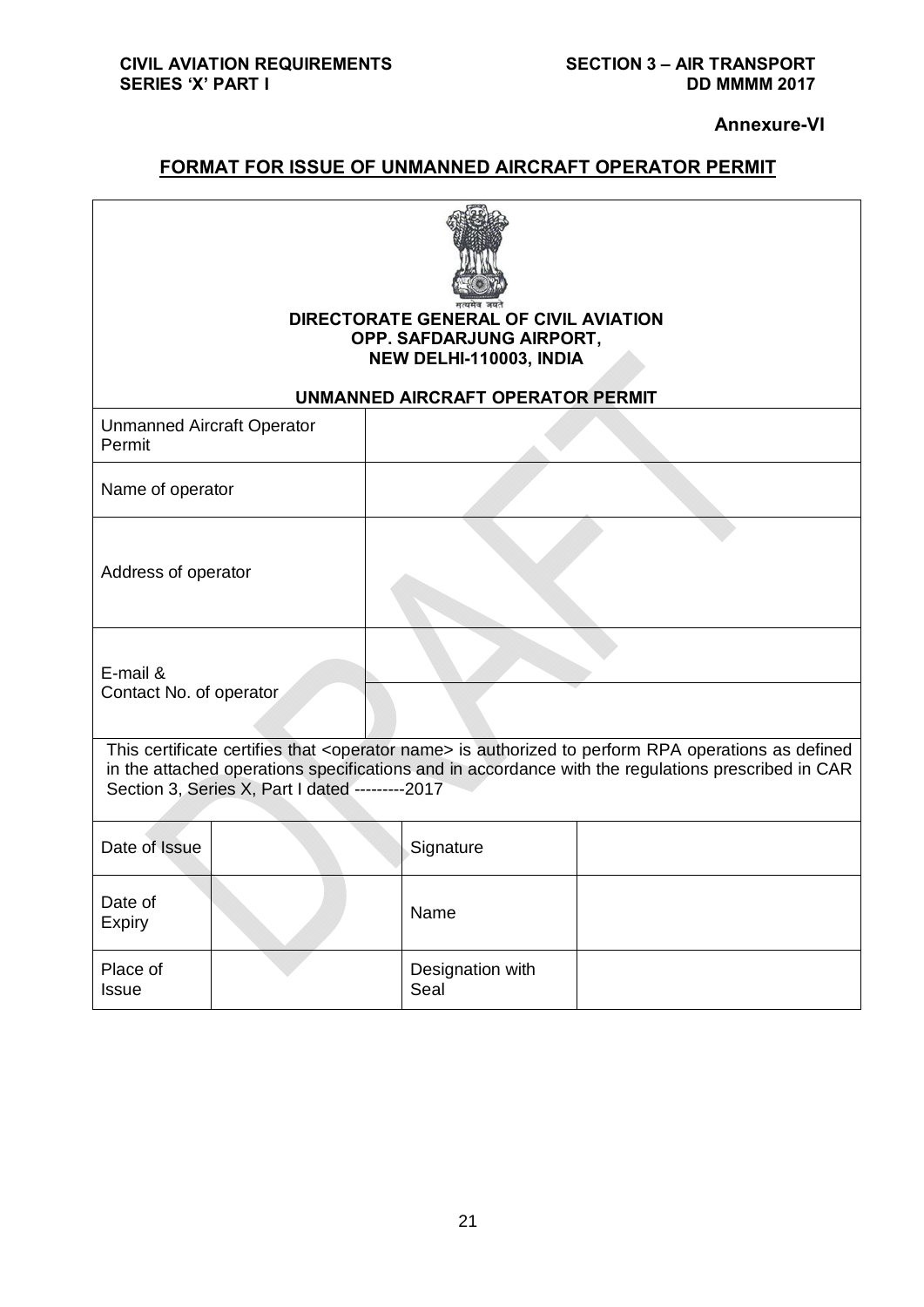**Annexure-VI**

## FORMAT FOR ISSUE OF UNMANNED AIRCRAFT OPERATOR PERMIT

सत्यमेव जयते

**DIRECTORATE GENERAL OF CIVIL AVIATION**
**OPP. SAFDARJUNG AIRPORT,**
**NEW DELHI-110003, INDIA**

**UNMANNED AIRCRAFT OPERATOR PERMIT**

| | |
|---|---|
| Unmanned Aircraft Operator Permit | |
| Name of operator | |
| Address of operator | |
| E-mail & Contact No. of operator | |
| | |

This certificate certifies that <operator name> is authorized to perform RPA operations as defined in the attached operations specifications and in accordance with the regulations prescribed in CAR Section 3, Series X, Part I dated ---------2017

| | | | |
|---|---|---|---|
| Date of Issue | | Signature | |
| Date of Expiry | | Name | |
| Place of Issue | | Designation with Seal | |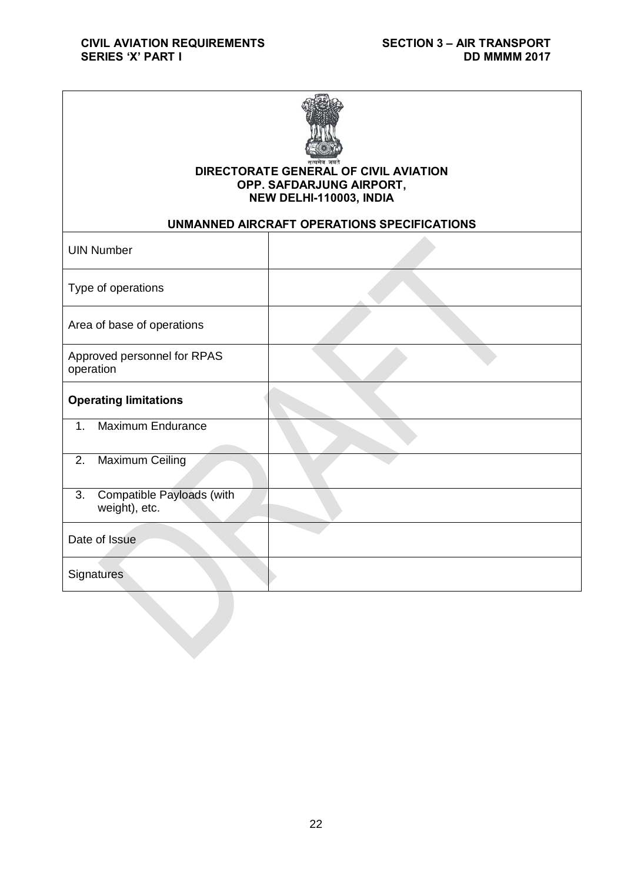**DIRECTORATE GENERAL OF CIVIL AVIATION**
**OPP. SAFDARJUNG AIRPORT,**
**NEW DELHI-110003, INDIA**

**UNMANNED AIRCRAFT OPERATIONS SPECIFICATIONS**

| | |
|---|---|
| UIN Number | |
| Type of operations | |
| Area of base of operations | |
| Approved personnel for RPAS operation | |
| **Operating limitations** | |
| 1. Maximum Endurance | |
| 2. Maximum Ceiling | |
| 3. Compatible Payloads (with weight), etc. | |
| Date of Issue | |
| Signatures | |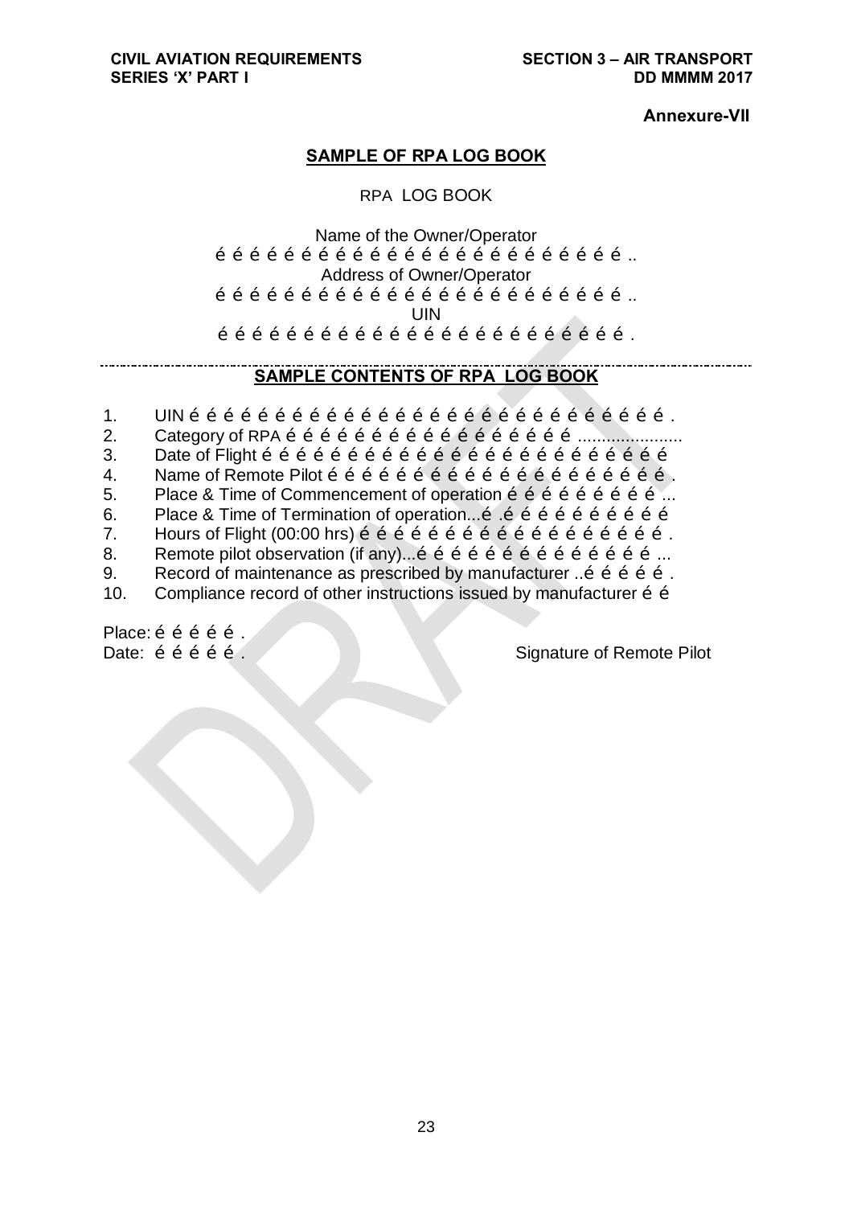**Annexure-VII**

## SAMPLE OF RPA LOG BOOK

RPA LOG BOOK

Name of the Owner/Operator
é é é é é é é é é é é é é é é é é é é é é é é é é é ..
Address of Owner/Operator
é é é é é é é é é é é é é é é é é é é é é é é é é é ..
UIN
é é é é é é é é é é é é é é é é é é é é é é é é é é .

---

## SAMPLE CONTENTS OF RPA LOG BOOK

1. UIN é é é é é é é é é é é é é é é é é é é é é é é é é é é é .
2. Category of RPA é é é é é é é é é é é é é é é é é é é ......................
3. Date of Flight é é é é é é é é é é é é é é é é é é é é é é é é é é
4. Name of Remote Pilot é é é é é é é é é é é é é é é é é é é é é é .
5. Place & Time of Commencement of operation é é é é é é é é é ...
6. Place & Time of Termination of operation...é .é é é é é é é é é é
7. Hours of Flight (00:00 hrs) é é é é é é é é é é é é é é é é é é é é .
8. Remote pilot observation (if any)...é é é é é é é é é é é é é é é ...
9. Record of maintenance as prescribed by manufacturer ..é é é é é .
10. Compliance record of other instructions issued by manufacturer é é

Place: é é é é é .
Date: é é é é é . Signature of Remote Pilot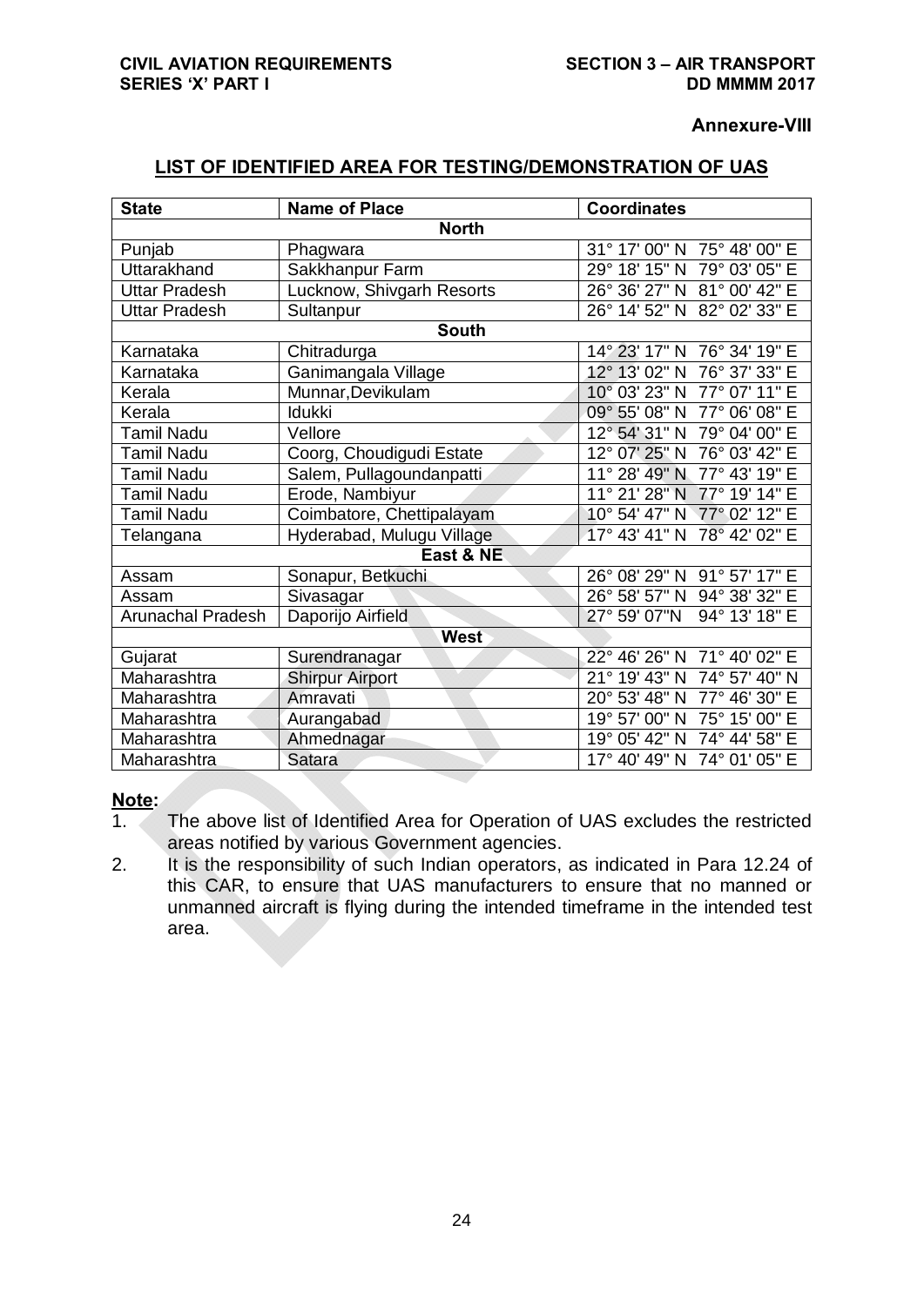**Annexure-VIII**

## LIST OF IDENTIFIED AREA FOR TESTING/DEMONSTRATION OF UAS

| State | Name of Place | Coordinates |
|---|---|---|
| **North** | | |
| Punjab | Phagwara | 31° 17' 00" N 75° 48' 00" E |
| Uttarakhand | Sakkhanpur Farm | 29° 18' 15" N 79° 03' 05" E |
| Uttar Pradesh | Lucknow, Shivgarh Resorts | 26° 36' 27" N 81° 00' 42" E |
| Uttar Pradesh | Sultanpur | 26° 14' 52" N 82° 02' 33" E |
| **South** | | |
| Karnataka | Chitradurga | 14° 23' 17" N 76° 34' 19" E |
| Karnataka | Ganimangala Village | 12° 13' 02" N 76° 37' 33" E |
| Kerala | Munnar,Devikulam | 10° 03' 23" N 77° 07' 11" E |
| Kerala | Idukki | 09° 55' 08" N 77° 06' 08" E |
| Tamil Nadu | Vellore | 12° 54' 31" N 79° 04' 00" E |
| Tamil Nadu | Coorg, Choudigudi Estate | 12° 07' 25" N 76° 03' 42" E |
| Tamil Nadu | Salem, Pullagoundanpatti | 11° 28' 49" N 77° 43' 19" E |
| Tamil Nadu | Erode, Nambiyur | 11° 21' 28" N 77° 19' 14" E |
| Tamil Nadu | Coimbatore, Chettipalayam | 10° 54' 47" N 77° 02' 12" E |
| Telangana | Hyderabad, Mulugu Village | 17° 43' 41" N 78° 42' 02" E |
| **East & NE** | | |
| Assam | Sonapur, Betkuchi | 26° 08' 29" N 91° 57' 17" E |
| Assam | Sivasagar | 26° 58' 57" N 94° 38' 32" E |
| Arunachal Pradesh | Daporijo Airfield | 27° 59' 07"N 94° 13' 18" E |
| **West** | | |
| Gujarat | Surendranagar | 22° 46' 26" N 71° 40' 02" E |
| Maharashtra | Shirpur Airport | 21° 19' 43" N 74° 57' 40" N |
| Maharashtra | Amravati | 20° 53' 48" N 77° 46' 30" E |
| Maharashtra | Aurangabad | 19° 57' 00" N 75° 15' 00" E |
| Maharashtra | Ahmednagar | 19° 05' 42" N 74° 44' 58" E |
| Maharashtra | Satara | 17° 40' 49" N 74° 01' 05" E |

**Note:**

1. The above list of Identified Area for Operation of UAS excludes the restricted areas notified by various Government agencies.
2. It is the responsibility of such Indian operators, as indicated in Para 12.24 of this CAR, to ensure that UAS manufacturers to ensure that no manned or unmanned aircraft is flying during the intended timeframe in the intended test area.